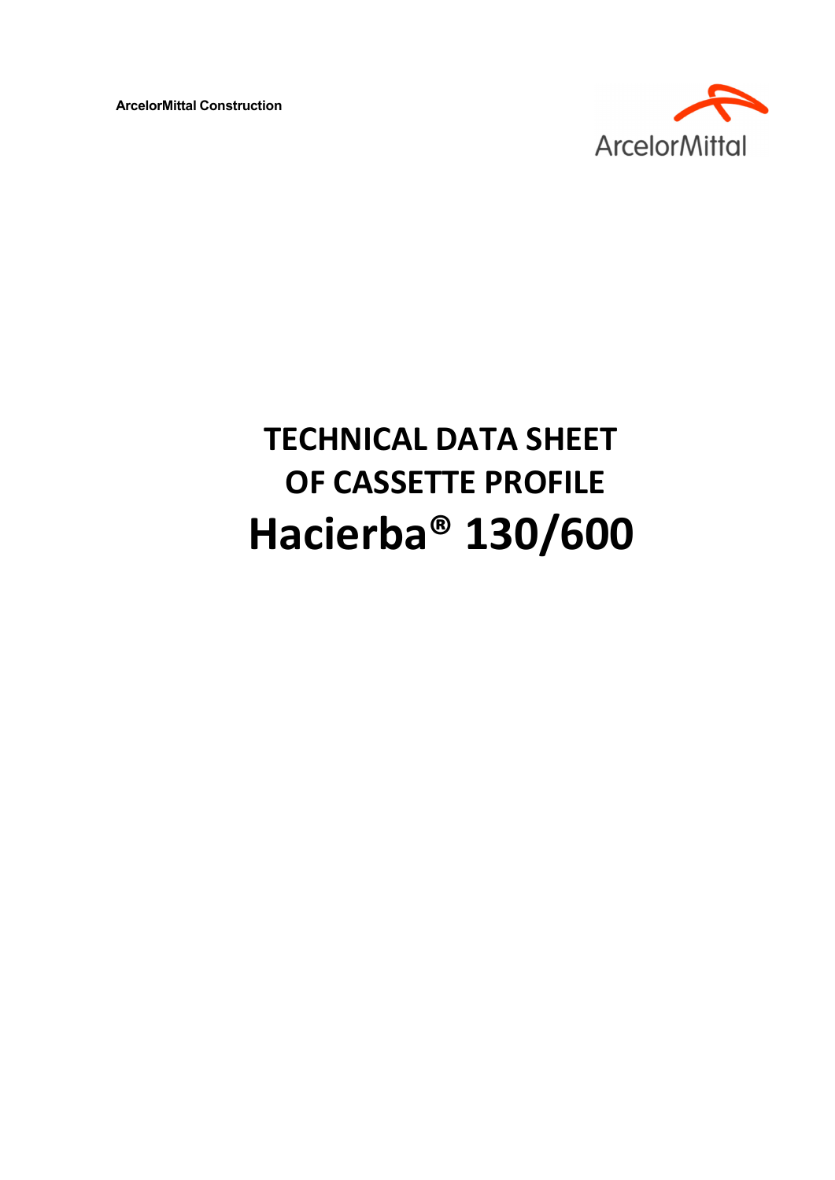ArcelorMittal Construction

ArcelorMittal

# TECHNICAL DATA SHEET OF CASSETTE PROFILE

# Hacierba® 130/600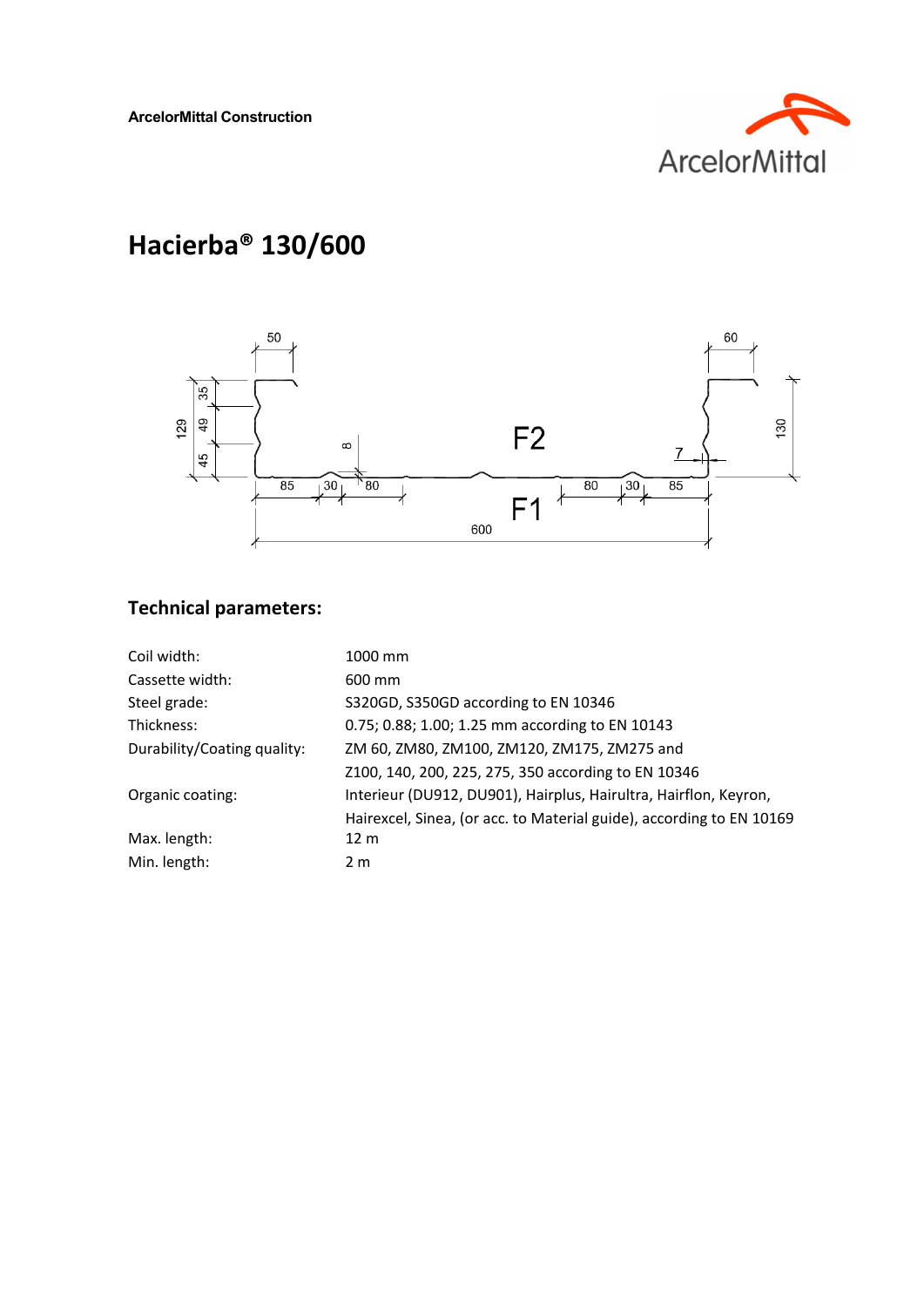ArcelorMittal Construction

# Hacierba® 130/600

## Technical parameters:

| | |
|---|---|
| Coil width: | 1000 mm |
| Cassette width: | 600 mm |
| Steel grade: | S320GD, S350GD according to EN 10346 |
| Thickness: | 0.75; 0.88; 1.00; 1.25 mm according to EN 10143 |
| Durability/Coating quality: | ZM 60, ZM80, ZM100, ZM120, ZM175, ZM275 and Z100, 140, 200, 225, 275, 350 according to EN 10346 |
| Organic coating: | Interieur (DU912, DU901), Hairplus, Hairultra, Hairflon, Keyron, Hairexcel, Sinea, (or acc. to Material guide), according to EN 10169 |
| Max. length: | 12 m |
| Min. length: | 2 m |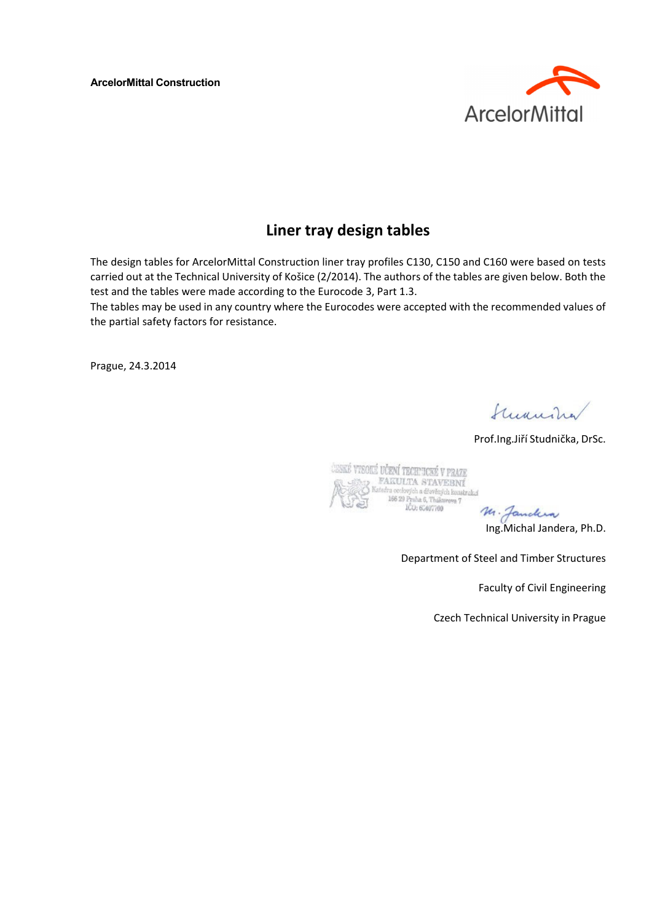**ArcelorMittal Construction**

# Liner tray design tables

The design tables for ArcelorMittal Construction liner tray profiles C130, C150 and C160 were based on tests carried out at the Technical University of Košice (2/2014). The authors of the tables are given below. Both the test and the tables were made according to the Eurocode 3, Part 1.3.
The tables may be used in any country where the Eurocodes were accepted with the recommended values of the partial safety factors for resistance.

Prague, 24.3.2014

Prof.Ing.Jiří Studnička, DrSc.

ČESKÉ VYSOKÉ UČENÍ TECHNICKÉ V PRAZE
FAKULTA STAVEBNÍ
Katedra ocelových a dřevěných konstrukcí
166 29 Praha 6, Thákurova 7
IČO: 68407700

Ing.Michal Jandera, Ph.D.

Department of Steel and Timber Structures

Faculty of Civil Engineering

Czech Technical University in Prague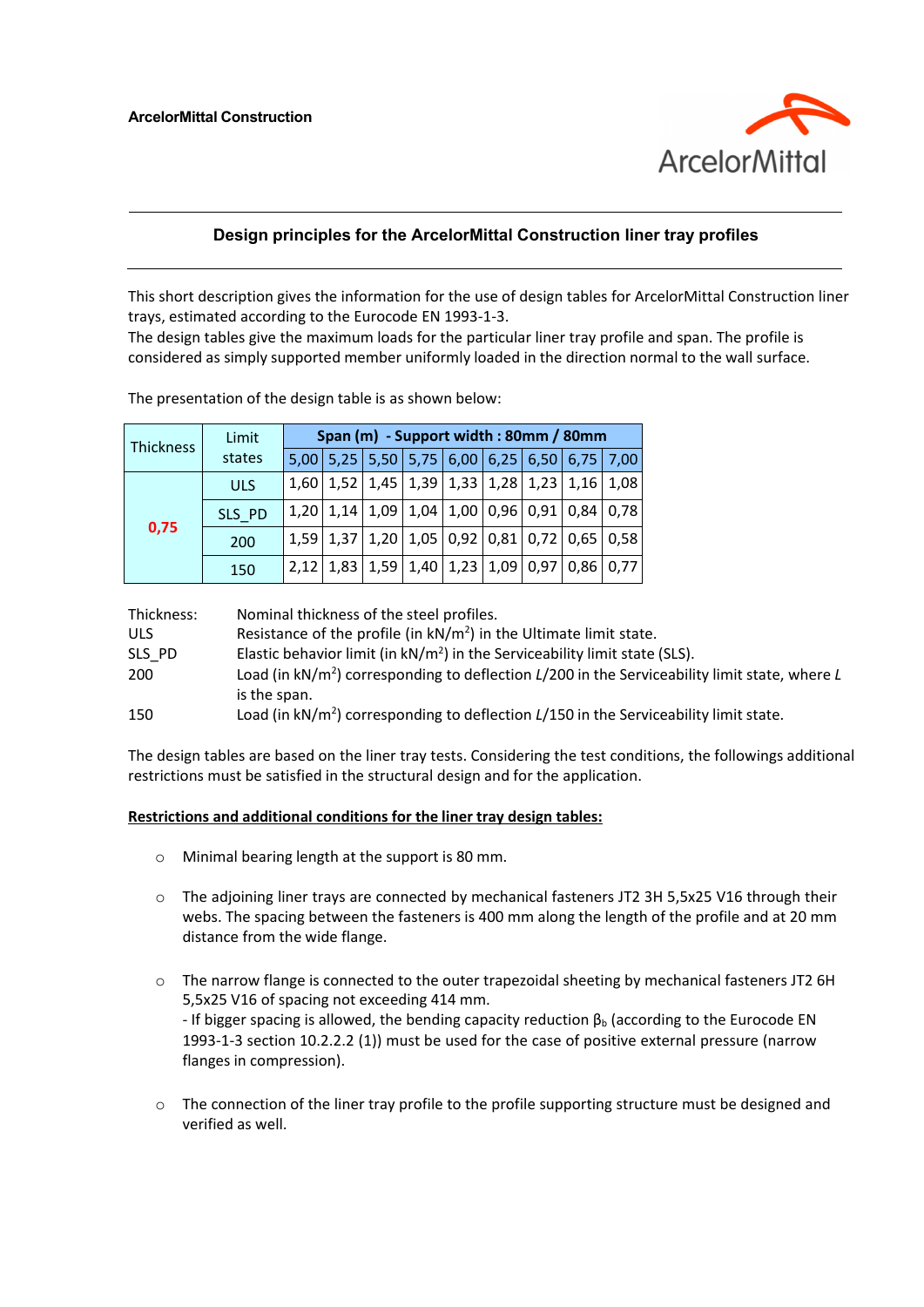ArcelorMittal Construction

## Design principles for the ArcelorMittal Construction liner tray profiles

This short description gives the information for the use of design tables for ArcelorMittal Construction liner trays, estimated according to the Eurocode EN 1993-1-3.
The design tables give the maximum loads for the particular liner tray profile and span. The profile is considered as simply supported member uniformly loaded in the direction normal to the wall surface.

The presentation of the design table is as shown below:

| Thickness | Limit states | Span (m) - Support width : 80mm / 80mm | | | | | | | | |
|---|---|---|---|---|---|---|---|---|---|---|
| | | 5,00 | 5,25 | 5,50 | 5,75 | 6,00 | 6,25 | 6,50 | 6,75 | 7,00 |
| 0,75 | ULS | 1,60 | 1,52 | 1,45 | 1,39 | 1,33 | 1,28 | 1,23 | 1,16 | 1,08 |
| | SLS_PD | 1,20 | 1,14 | 1,09 | 1,04 | 1,00 | 0,96 | 0,91 | 0,84 | 0,78 |
| | 200 | 1,59 | 1,37 | 1,20 | 1,05 | 0,92 | 0,81 | 0,72 | 0,65 | 0,58 |
| | 150 | 2,12 | 1,83 | 1,59 | 1,40 | 1,23 | 1,09 | 0,97 | 0,86 | 0,77 |

| | |
|---|---|
| Thickness: | Nominal thickness of the steel profiles. |
| ULS | Resistance of the profile (in kN/m$^2$) in the Ultimate limit state. |
| SLS_PD | Elastic behavior limit (in kN/m$^2$) in the Serviceability limit state (SLS). |
| 200 | Load (in kN/m$^2$) corresponding to deflection *L*/200 in the Serviceability limit state, where *L* is the span. |
| 150 | Load (in kN/m$^2$) corresponding to deflection *L*/150 in the Serviceability limit state. |

The design tables are based on the liner tray tests. Considering the test conditions, the followings additional restrictions must be satisfied in the structural design and for the application.

**Restrictions and additional conditions for the liner tray design tables:**

- Minimal bearing length at the support is 80 mm.

- The adjoining liner trays are connected by mechanical fasteners JT2 3H 5,5x25 V16 through their webs. The spacing between the fasteners is 400 mm along the length of the profile and at 20 mm distance from the wide flange.

- The narrow flange is connected to the outer trapezoidal sheeting by mechanical fasteners JT2 6H 5,5x25 V16 of spacing not exceeding 414 mm.
  - If bigger spacing is allowed, the bending capacity reduction $\beta_b$ (according to the Eurocode EN 1993-1-3 section 10.2.2.2 (1)) must be used for the case of positive external pressure (narrow flanges in compression).

- The connection of the liner tray profile to the profile supporting structure must be designed and verified as well.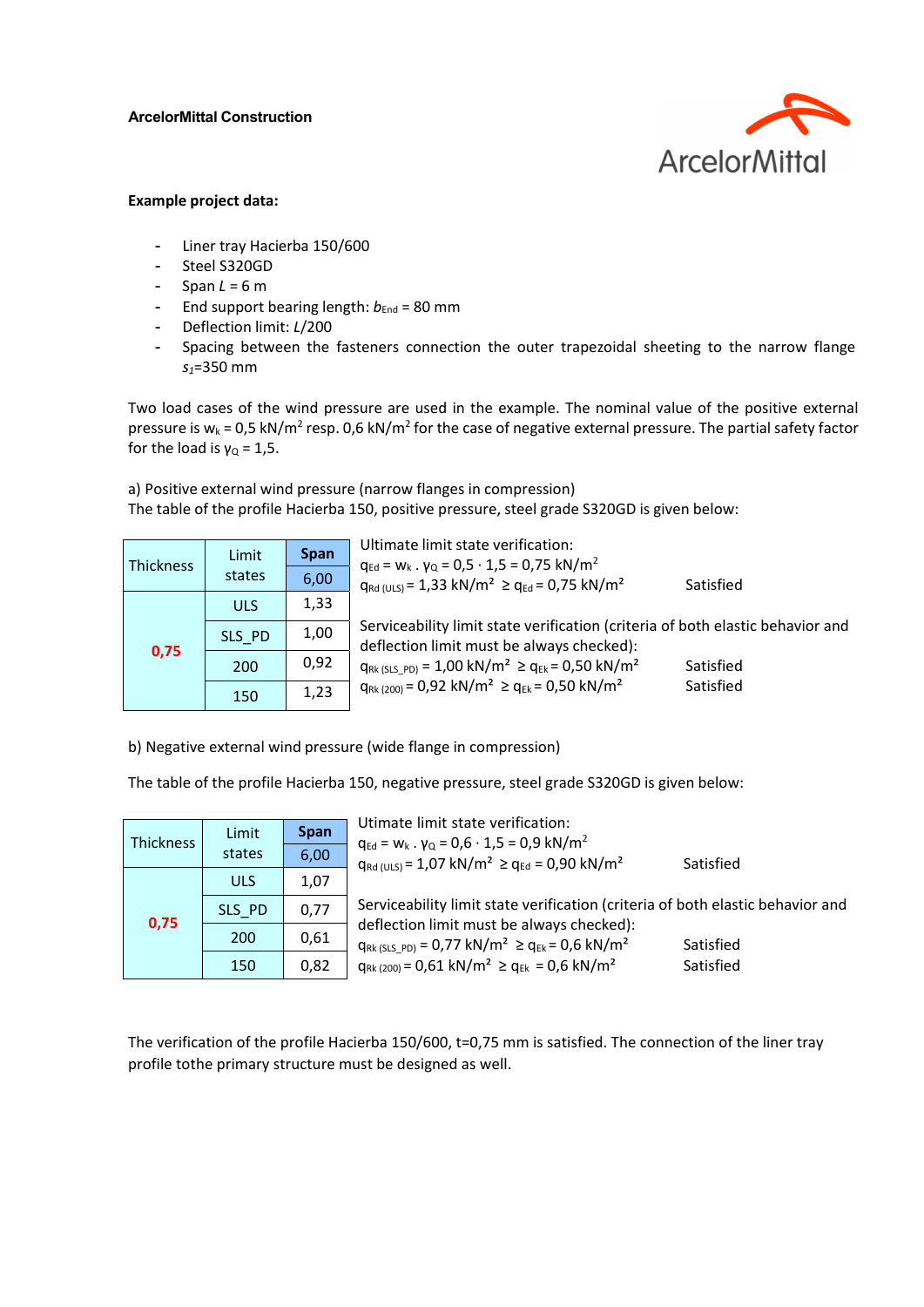**ArcelorMittal Construction**

**Example project data:**

- Liner tray Hacierba 150/600
- Steel S320GD
- Span $L$ = 6 m
- End support bearing length: $b_{End}$ = 80 mm
- Deflection limit: $L$/200
- Spacing between the fasteners connection the outer trapezoidal sheeting to the narrow flange $s_1$=350 mm

Two load cases of the wind pressure are used in the example. The nominal value of the positive external pressure is $w_k$ = 0,5 kN/m$^2$ resp. 0,6 kN/m$^2$ for the case of negative external pressure. The partial safety factor for the load is $\gamma_Q$ = 1,5.

a) Positive external wind pressure (narrow flanges in compression)
The table of the profile Hacierba 150, positive pressure, steel grade S320GD is given below:

| Thickness | Limit states | Span 6,00 |
|---|---|---|
| 0,75 | ULS | 1,33 |
| | SLS_PD | 1,00 |
| | 200 | 0,92 |
| | 150 | 1,23 |

Ultimate limit state verification:
$q_{Ed} = w_k \cdot \gamma_Q = 0{,}5 \cdot 1{,}5 = 0{,}75$ kN/m$^2$
$q_{Rd\,(ULS)} = 1{,}33$ kN/m² $\geq q_{Ed} = 0{,}75$ kN/m² Satisfied

Serviceability limit state verification (criteria of both elastic behavior and deflection limit must be always checked):
$q_{Rk\,(SLS\_PD)} = 1{,}00$ kN/m² $\geq q_{Ek} = 0{,}50$ kN/m² Satisfied
$q_{Rk\,(200)} = 0{,}92$ kN/m² $\geq q_{Ek} = 0{,}50$ kN/m² Satisfied

b) Negative external wind pressure (wide flange in compression)

The table of the profile Hacierba 150, negative pressure, steel grade S320GD is given below:

| Thickness | Limit states | Span 6,00 |
|---|---|---|
| 0,75 | ULS | 1,07 |
| | SLS_PD | 0,77 |
| | 200 | 0,61 |
| | 150 | 0,82 |

Utimate limit state verification:
$q_{Ed} = w_k \cdot \gamma_Q = 0{,}6 \cdot 1{,}5 = 0{,}9$ kN/m$^2$
$q_{Rd\,(ULS)} = 1{,}07$ kN/m² $\geq q_{Ed} = 0{,}90$ kN/m² Satisfied

Serviceability limit state verification (criteria of both elastic behavior and deflection limit must be always checked):
$q_{Rk\,(SLS\_PD)} = 0{,}77$ kN/m² $\geq q_{Ek} = 0{,}6$ kN/m² Satisfied
$q_{Rk\,(200)} = 0{,}61$ kN/m² $\geq q_{Ek} = 0{,}6$ kN/m² Satisfied

The verification of the profile Hacierba 150/600, t=0,75 mm is satisfied. The connection of the liner tray profile tothe primary structure must be designed as well.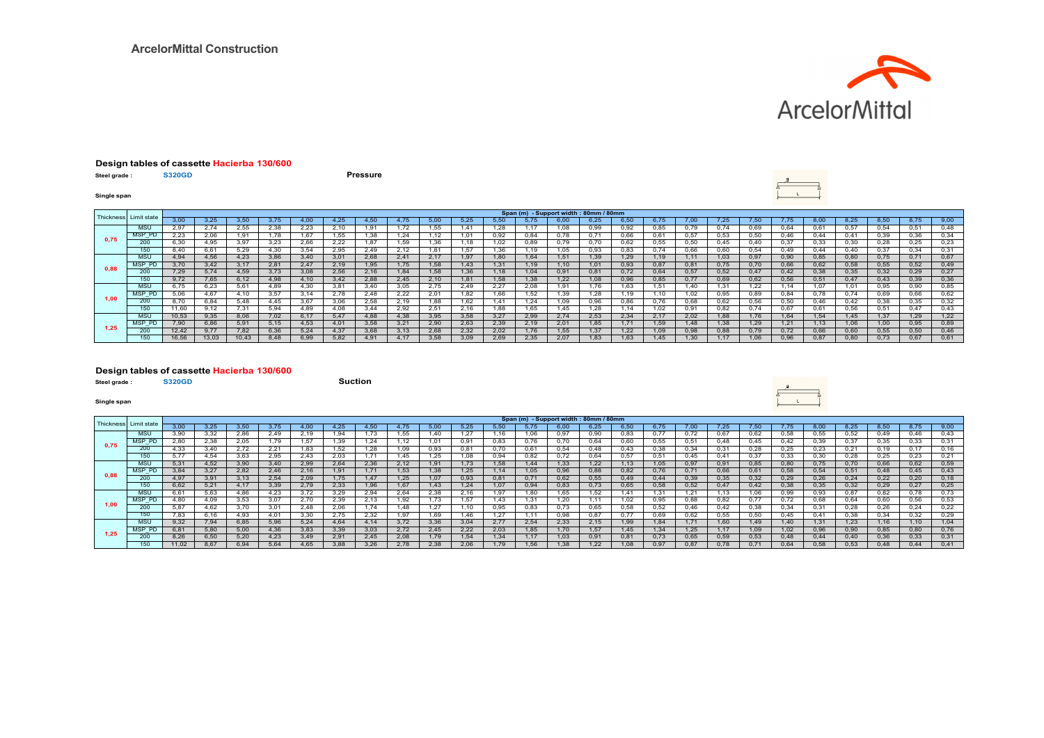ArcelorMittal Construction

ArcelorMittal

## Design tables of cassette Hacierba 130/600

**Steel grade :** S320GD

**Pressure**

**Single span**

| Thickness | Limit state | Span (m) - Support width : 80mm / 80mm | | | | | | | | | | | | | | | | | | | | | | | | |
|---|---|---|---|---|---|---|---|---|---|---|---|---|---|---|---|---|---|---|---|---|---|---|---|---|---|---|
| | | 3,00 | 3,25 | 3,50 | 3,75 | 4,00 | 4,25 | 4,50 | 4,75 | 5,00 | 5,25 | 5,50 | 5,75 | 6,00 | 6,25 | 6,50 | 6,75 | 7,00 | 7,25 | 7,50 | 7,75 | 8,00 | 8,25 | 8,50 | 8,75 | 9,00 |
| 0,75 | MSU | 2,97 | 2,74 | 2,55 | 2,38 | 2,23 | 2,10 | 1,91 | 1,72 | 1,55 | 1,41 | 1,28 | 1,17 | 1,08 | 0,99 | 0,92 | 0,85 | 0,79 | 0,74 | 0,69 | 0,64 | 0,61 | 0,57 | 0,54 | 0,51 | 0,48 |
| | MSP_PD | 2,23 | 2,06 | 1,91 | 1,78 | 1,67 | 1,55 | 1,38 | 1,24 | 1,12 | 1,01 | 0,92 | 0,84 | 0,78 | 0,71 | 0,66 | 0,61 | 0,57 | 0,53 | 0,50 | 0,46 | 0,44 | 0,41 | 0,39 | 0,36 | 0,34 |
| | 200 | 6,30 | 4,95 | 3,97 | 3,23 | 2,66 | 2,22 | 1,87 | 1,59 | 1,36 | 1,18 | 1,02 | 0,89 | 0,79 | 0,70 | 0,62 | 0,55 | 0,50 | 0,45 | 0,40 | 0,37 | 0,33 | 0,30 | 0,28 | 0,25 | 0,23 |
| | 150 | 8,40 | 6,61 | 5,29 | 4,30 | 3,54 | 2,95 | 2,49 | 2,12 | 1,81 | 1,57 | 1,36 | 1,19 | 1,05 | 0,93 | 0,83 | 0,74 | 0,66 | 0,60 | 0,54 | 0,49 | 0,44 | 0,40 | 0,37 | 0,34 | 0,31 |
| 0,88 | MSU | 4,94 | 4,56 | 4,23 | 3,86 | 3,40 | 3,01 | 2,68 | 2,41 | 2,17 | 1,97 | 1,80 | 1,64 | 1,51 | 1,39 | 1,29 | 1,19 | 1,11 | 1,03 | 0,97 | 0,90 | 0,85 | 0,80 | 0,75 | 0,71 | 0,67 |
| | MSP_PD | 3,70 | 3,42 | 3,17 | 2,81 | 2,47 | 2,19 | 1,95 | 1,75 | 1,58 | 1,43 | 1,31 | 1,19 | 1,10 | 1,01 | 0,93 | 0,87 | 0,81 | 0,75 | 0,70 | 0,66 | 0,62 | 0,58 | 0,55 | 0,52 | 0,49 |
| | 200 | 7,29 | 5,74 | 4,59 | 3,73 | 3,08 | 2,56 | 2,16 | 1,84 | 1,58 | 1,36 | 1,18 | 1,04 | 0,91 | 0,81 | 0,72 | 0,64 | 0,57 | 0,52 | 0,47 | 0,42 | 0,38 | 0,35 | 0,32 | 0,29 | 0,27 |
| | 150 | 9,72 | 7,65 | 6,12 | 4,98 | 4,10 | 3,42 | 2,88 | 2,45 | 2,10 | 1,81 | 1,58 | 1,38 | 1,22 | 1,08 | 0,96 | 0,85 | 0,77 | 0,69 | 0,62 | 0,56 | 0,51 | 0,47 | 0,43 | 0,39 | 0,36 |
| 1,00 | MSU | 6,75 | 6,23 | 5,61 | 4,89 | 4,30 | 3,81 | 3,40 | 3,05 | 2,75 | 2,49 | 2,27 | 2,08 | 1,91 | 1,76 | 1,63 | 1,51 | 1,40 | 1,31 | 1,22 | 1,14 | 1,07 | 1,01 | 0,95 | 0,90 | 0,85 |
| | MSP_PD | 5,06 | 4,67 | 4,10 | 3,57 | 3,14 | 2,78 | 2,48 | 2,22 | 2,01 | 1,82 | 1,66 | 1,52 | 1,39 | 1,28 | 1,19 | 1,10 | 1,02 | 0,95 | 0,89 | 0,84 | 0,78 | 0,74 | 0,69 | 0,66 | 0,62 |
| | 200 | 8,70 | 6,84 | 5,48 | 4,45 | 3,67 | 3,06 | 2,58 | 2,19 | 1,88 | 1,62 | 1,41 | 1,24 | 1,09 | 0,96 | 0,86 | 0,76 | 0,68 | 0,62 | 0,56 | 0,50 | 0,46 | 0,42 | 0,38 | 0,35 | 0,32 |
| | 150 | 11,60 | 9,12 | 7,31 | 5,94 | 4,89 | 4,08 | 3,44 | 2,92 | 2,51 | 2,16 | 1,88 | 1,65 | 1,45 | 1,28 | 1,14 | 1,02 | 0,91 | 0,82 | 0,74 | 0,67 | 0,61 | 0,56 | 0,51 | 0,47 | 0,43 |
| 1,25 | MSU | 10,53 | 9,35 | 8,06 | 7,02 | 6,17 | 5,47 | 4,88 | 4,38 | 3,95 | 3,58 | 3,27 | 2,99 | 2,74 | 2,53 | 2,34 | 2,17 | 2,02 | 1,88 | 1,76 | 1,64 | 1,54 | 1,45 | 1,37 | 1,29 | 1,22 |
| | MSP_PD | 7,90 | 6,86 | 5,91 | 5,15 | 4,53 | 4,01 | 3,58 | 3,21 | 2,90 | 2,63 | 2,39 | 2,19 | 2,01 | 1,85 | 1,71 | 1,59 | 1,48 | 1,38 | 1,29 | 1,21 | 1,13 | 1,06 | 1,00 | 0,95 | 0,89 |
| | 200 | 12,42 | 9,77 | 7,82 | 6,36 | 5,24 | 4,37 | 3,68 | 3,13 | 2,68 | 2,32 | 2,02 | 1,76 | 1,55 | 1,37 | 1,22 | 1,09 | 0,98 | 0,88 | 0,79 | 0,72 | 0,66 | 0,60 | 0,55 | 0,50 | 0,46 |
| | 150 | 16,56 | 13,03 | 10,43 | 8,48 | 6,99 | 5,82 | 4,91 | 4,17 | 3,58 | 3,09 | 2,69 | 2,35 | 2,07 | 1,83 | 1,63 | 1,45 | 1,30 | 1,17 | 1,06 | 0,96 | 0,87 | 0,80 | 0,73 | 0,67 | 0,61 |

## Design tables of cassette Hacierba 130/600

**Steel grade :** S320GD

**Suction**

**Single span**

| Thickness | Limit state | Span (m) - Support width : 80mm / 80mm | | | | | | | | | | | | | | | | | | | | | | | | |
|---|---|---|---|---|---|---|---|---|---|---|---|---|---|---|---|---|---|---|---|---|---|---|---|---|---|---|
| | | 3,00 | 3,25 | 3,50 | 3,75 | 4,00 | 4,25 | 4,50 | 4,75 | 5,00 | 5,25 | 5,50 | 5,75 | 6,00 | 6,25 | 6,50 | 6,75 | 7,00 | 7,25 | 7,50 | 7,75 | 8,00 | 8,25 | 8,50 | 8,75 | 9,00 |
| 0,75 | MSU | 3,90 | 3,32 | 2,86 | 2,49 | 2,19 | 1,94 | 1,73 | 1,55 | 1,40 | 1,27 | 1,16 | 1,06 | 0,97 | 0,90 | 0,83 | 0,77 | 0,72 | 0,67 | 0,62 | 0,58 | 0,55 | 0,52 | 0,49 | 0,46 | 0,43 |
| | MSP_PD | 2,80 | 2,38 | 2,05 | 1,79 | 1,57 | 1,39 | 1,24 | 1,12 | 1,01 | 0,91 | 0,83 | 0,76 | 0,70 | 0,64 | 0,60 | 0,55 | 0,51 | 0,48 | 0,45 | 0,42 | 0,39 | 0,37 | 0,35 | 0,33 | 0,31 |
| | 200 | 4,33 | 3,40 | 2,72 | 2,21 | 1,83 | 1,52 | 1,28 | 1,09 | 0,93 | 0,81 | 0,70 | 0,61 | 0,54 | 0,48 | 0,43 | 0,38 | 0,34 | 0,31 | 0,28 | 0,25 | 0,23 | 0,21 | 0,19 | 0,17 | 0,16 |
| | 150 | 5,77 | 4,54 | 3,63 | 2,95 | 2,43 | 2,03 | 1,71 | 1,45 | 1,25 | 1,08 | 0,94 | 0,82 | 0,72 | 0,64 | 0,57 | 0,51 | 0,45 | 0,41 | 0,37 | 0,33 | 0,30 | 0,28 | 0,25 | 0,23 | 0,21 |
| 0,88 | MSU | 5,31 | 4,52 | 3,90 | 3,40 | 2,99 | 2,64 | 2,36 | 2,12 | 1,91 | 1,73 | 1,58 | 1,44 | 1,33 | 1,22 | 1,13 | 1,05 | 0,97 | 0,91 | 0,85 | 0,80 | 0,75 | 0,70 | 0,66 | 0,62 | 0,59 |
| | MSP_PD | 3,84 | 3,27 | 2,82 | 2,46 | 2,16 | 1,91 | 1,71 | 1,53 | 1,38 | 1,25 | 1,14 | 1,05 | 0,96 | 0,88 | 0,82 | 0,76 | 0,71 | 0,66 | 0,61 | 0,58 | 0,54 | 0,51 | 0,48 | 0,45 | 0,43 |
| | 200 | 4,97 | 3,91 | 3,13 | 2,54 | 2,09 | 1,75 | 1,47 | 1,25 | 1,07 | 0,93 | 0,81 | 0,71 | 0,62 | 0,55 | 0,49 | 0,44 | 0,39 | 0,35 | 0,32 | 0,29 | 0,26 | 0,24 | 0,22 | 0,20 | 0,18 |
| | 150 | 6,62 | 5,21 | 4,17 | 3,39 | 2,79 | 2,33 | 1,96 | 1,67 | 1,43 | 1,24 | 1,07 | 0,94 | 0,83 | 0,73 | 0,65 | 0,58 | 0,52 | 0,47 | 0,42 | 0,38 | 0,35 | 0,32 | 0,29 | 0,27 | 0,25 |
| 1,00 | MSU | 6,61 | 5,63 | 4,86 | 4,23 | 3,72 | 3,29 | 2,94 | 2,64 | 2,38 | 2,16 | 1,97 | 1,80 | 1,65 | 1,52 | 1,41 | 1,31 | 1,21 | 1,13 | 1,06 | 0,99 | 0,93 | 0,87 | 0,82 | 0,78 | 0,73 |
| | MSP_PD | 4,80 | 4,09 | 3,53 | 3,07 | 2,70 | 2,39 | 2,13 | 1,92 | 1,73 | 1,57 | 1,43 | 1,31 | 1,20 | 1,11 | 1,02 | 0,95 | 0,88 | 0,82 | 0,77 | 0,72 | 0,68 | 0,64 | 0,60 | 0,56 | 0,53 |
| | 200 | 5,87 | 4,62 | 3,70 | 3,01 | 2,48 | 2,06 | 1,74 | 1,48 | 1,27 | 1,10 | 0,95 | 0,83 | 0,73 | 0,65 | 0,58 | 0,52 | 0,46 | 0,42 | 0,38 | 0,34 | 0,31 | 0,28 | 0,26 | 0,24 | 0,22 |
| | 150 | 7,83 | 6,16 | 4,93 | 4,01 | 3,30 | 2,75 | 2,32 | 1,97 | 1,69 | 1,46 | 1,27 | 1,11 | 0,98 | 0,87 | 0,77 | 0,69 | 0,62 | 0,55 | 0,50 | 0,45 | 0,41 | 0,38 | 0,34 | 0,32 | 0,29 |
| 1,25 | MSU | 9,32 | 7,94 | 6,85 | 5,96 | 5,24 | 4,64 | 4,14 | 3,72 | 3,36 | 3,04 | 2,77 | 2,54 | 2,33 | 2,15 | 1,99 | 1,84 | 1,71 | 1,60 | 1,49 | 1,40 | 1,31 | 1,23 | 1,16 | 1,10 | 1,04 |
| | MSP_PD | 6,81 | 5,80 | 5,00 | 4,36 | 3,83 | 3,39 | 3,03 | 2,72 | 2,45 | 2,22 | 2,03 | 1,85 | 1,70 | 1,57 | 1,45 | 1,34 | 1,25 | 1,17 | 1,09 | 1,02 | 0,96 | 0,90 | 0,85 | 0,80 | 0,76 |
| | 200 | 8,26 | 6,50 | 5,20 | 4,23 | 3,49 | 2,91 | 2,45 | 2,08 | 1,79 | 1,54 | 1,34 | 1,17 | 1,03 | 0,91 | 0,81 | 0,73 | 0,65 | 0,59 | 0,53 | 0,48 | 0,44 | 0,40 | 0,36 | 0,33 | 0,31 |
| | 150 | 11,02 | 8,67 | 6,94 | 5,64 | 4,65 | 3,88 | 3,26 | 2,78 | 2,38 | 2,06 | 1,79 | 1,56 | 1,38 | 1,22 | 1,08 | 0,97 | 0,87 | 0,78 | 0,71 | 0,64 | 0,58 | 0,53 | 0,48 | 0,44 | 0,41 |